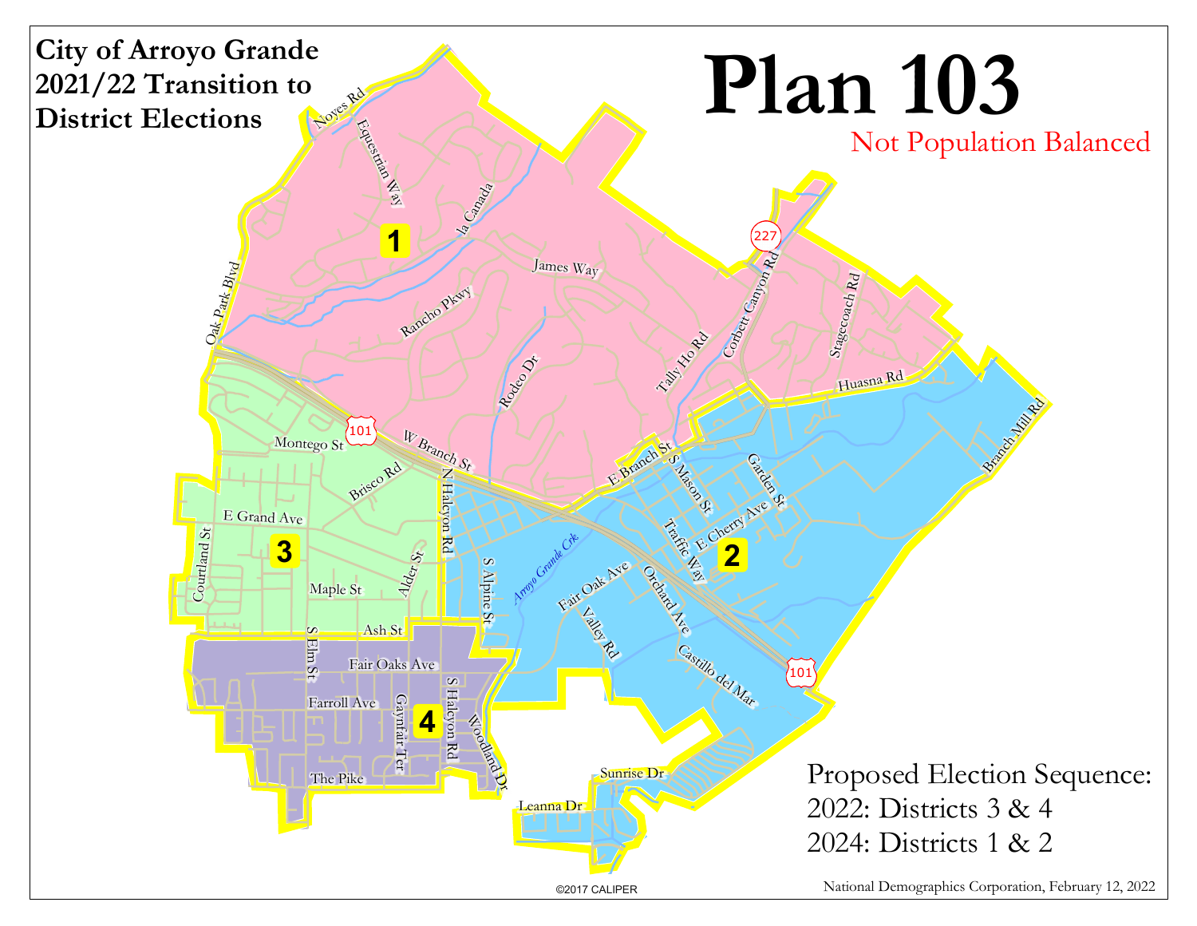# City of Arroyo Grande 2021/22 Transition to District Elections

# Plan 103

Not Population Balanced

Proposed Election Sequence:
2022: Districts 3 & 4
2024: Districts 1 & 2

National Demographics Corporation, February 12, 2022

©2017 CALIPER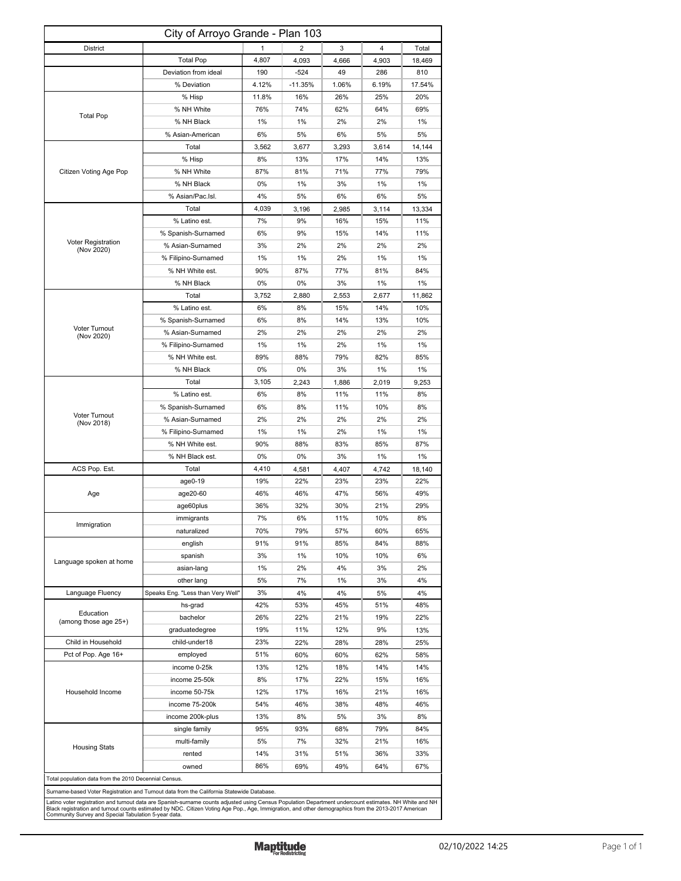# City of Arroyo Grande - Plan 103

| District | | 1 | 2 | 3 | 4 | Total |
|---|---|---|---|---|---|---|
| | Total Pop | 4,807 | 4,093 | 4,666 | 4,903 | 18,469 |
| | Deviation from ideal | 190 | -524 | 49 | 286 | 810 |
| | % Deviation | 4.12% | -11.35% | 1.06% | 6.19% | 17.54% |
| Total Pop | % Hisp | 11.8% | 16% | 26% | 25% | 20% |
| | % NH White | 76% | 74% | 62% | 64% | 69% |
| | % NH Black | 1% | 1% | 2% | 2% | 1% |
| | % Asian-American | 6% | 5% | 6% | 5% | 5% |
| Citizen Voting Age Pop | Total | 3,562 | 3,677 | 3,293 | 3,614 | 14,144 |
| | % Hisp | 8% | 13% | 17% | 14% | 13% |
| | % NH White | 87% | 81% | 71% | 77% | 79% |
| | % NH Black | 0% | 1% | 3% | 1% | 1% |
| | % Asian/Pac.Isl. | 4% | 5% | 6% | 6% | 5% |
| Voter Registration (Nov 2020) | Total | 4,039 | 3,196 | 2,985 | 3,114 | 13,334 |
| | % Latino est. | 7% | 9% | 16% | 15% | 11% |
| | % Spanish-Surnamed | 6% | 9% | 15% | 14% | 11% |
| | % Asian-Surnamed | 3% | 2% | 2% | 2% | 2% |
| | % Filipino-Surnamed | 1% | 1% | 2% | 1% | 1% |
| | % NH White est. | 90% | 87% | 77% | 81% | 84% |
| | % NH Black | 0% | 0% | 3% | 1% | 1% |
| Voter Turnout (Nov 2020) | Total | 3,752 | 2,880 | 2,553 | 2,677 | 11,862 |
| | % Latino est. | 6% | 8% | 15% | 14% | 10% |
| | % Spanish-Surnamed | 6% | 8% | 14% | 13% | 10% |
| | % Asian-Surnamed | 2% | 2% | 2% | 2% | 2% |
| | % Filipino-Surnamed | 1% | 1% | 2% | 1% | 1% |
| | % NH White est. | 89% | 88% | 79% | 82% | 85% |
| | % NH Black | 0% | 0% | 3% | 1% | 1% |
| Voter Turnout (Nov 2018) | Total | 3,105 | 2,243 | 1,886 | 2,019 | 9,253 |
| | % Latino est. | 6% | 8% | 11% | 11% | 8% |
| | % Spanish-Surnamed | 6% | 8% | 11% | 10% | 8% |
| | % Asian-Surnamed | 2% | 2% | 2% | 2% | 2% |
| | % Filipino-Surnamed | 1% | 1% | 2% | 1% | 1% |
| | % NH White est. | 90% | 88% | 83% | 85% | 87% |
| | % NH Black est. | 0% | 0% | 3% | 1% | 1% |
| ACS Pop. Est. | Total | 4,410 | 4,581 | 4,407 | 4,742 | 18,140 |
| Age | age0-19 | 19% | 22% | 23% | 23% | 22% |
| | age20-60 | 46% | 46% | 47% | 56% | 49% |
| | age60plus | 36% | 32% | 30% | 21% | 29% |
| Immigration | immigrants | 7% | 6% | 11% | 10% | 8% |
| | naturalized | 70% | 79% | 57% | 60% | 65% |
| Language spoken at home | english | 91% | 91% | 85% | 84% | 88% |
| | spanish | 3% | 1% | 10% | 10% | 6% |
| | asian-lang | 1% | 2% | 4% | 3% | 2% |
| | other lang | 5% | 7% | 1% | 3% | 4% |
| Language Fluency | Speaks Eng. "Less than Very Well" | 3% | 4% | 4% | 5% | 4% |
| Education (among those age 25+) | hs-grad | 42% | 53% | 45% | 51% | 48% |
| | bachelor | 26% | 22% | 21% | 19% | 22% |
| | graduatedegree | 19% | 11% | 12% | 9% | 13% |
| Child in Household | child-under18 | 23% | 22% | 28% | 28% | 25% |
| Pct of Pop. Age 16+ | employed | 51% | 60% | 60% | 62% | 58% |
| Household Income | income 0-25k | 13% | 12% | 18% | 14% | 14% |
| | income 25-50k | 8% | 17% | 22% | 15% | 16% |
| | income 50-75k | 12% | 17% | 16% | 21% | 16% |
| | income 75-200k | 54% | 46% | 38% | 48% | 46% |
| | income 200k-plus | 13% | 8% | 5% | 3% | 8% |
| Housing Stats | single family | 95% | 93% | 68% | 79% | 84% |
| | multi-family | 5% | 7% | 32% | 21% | 16% |
| | rented | 14% | 31% | 51% | 36% | 33% |
| | owned | 86% | 69% | 49% | 64% | 67% |

Total population data from the 2010 Decennial Census.

Surname-based Voter Registration and Turnout data from the California Statewide Database.

Latino voter registration and turnout data are Spanish-surname counts adjusted using Census Population Department undercount estimates. NH White and NH Black registration and turnout counts estimated by NDC. Citizen Voting Age Pop., Age, Immigration, and other demographics from the 2013-2017 American Community Survey and Special Tabulation 5-year data.

Maptitude For Redistricting 02/10/2022 14:25